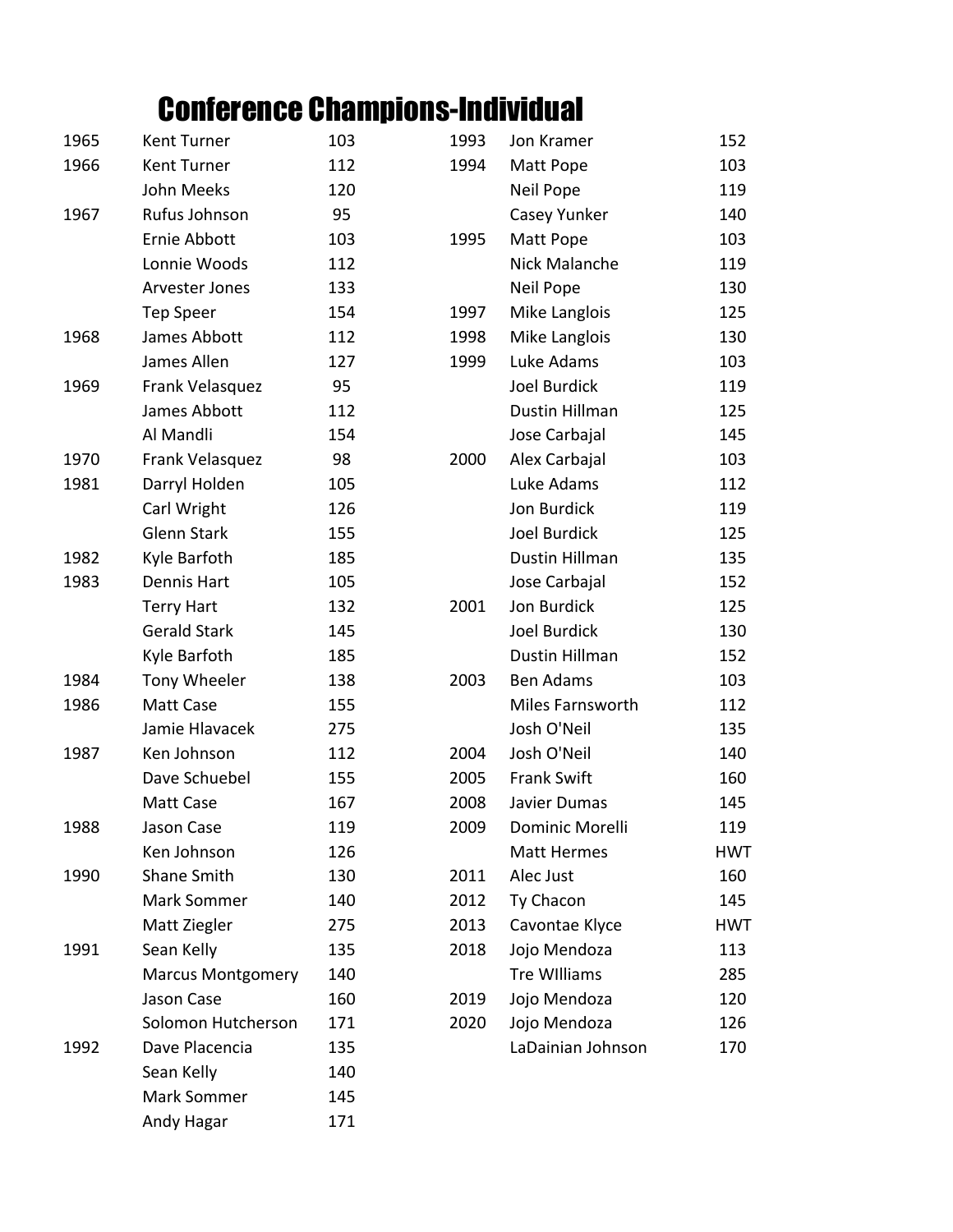# Conference Champions-Individual

| Year | Name | Weight |
|---|---|---|
| 1965 | Kent Turner | 103 |
| 1966 | Kent Turner | 112 |
| | John Meeks | 120 |
| 1967 | Rufus Johnson | 95 |
| | Ernie Abbott | 103 |
| | Lonnie Woods | 112 |
| | Arvester Jones | 133 |
| | Tep Speer | 154 |
| 1968 | James Abbott | 112 |
| | James Allen | 127 |
| 1969 | Frank Velasquez | 95 |
| | James Abbott | 112 |
| | Al Mandli | 154 |
| 1970 | Frank Velasquez | 98 |
| 1981 | Darryl Holden | 105 |
| | Carl Wright | 126 |
| | Glenn Stark | 155 |
| 1982 | Kyle Barfoth | 185 |
| 1983 | Dennis Hart | 105 |
| | Terry Hart | 132 |
| | Gerald Stark | 145 |
| | Kyle Barfoth | 185 |
| 1984 | Tony Wheeler | 138 |
| 1986 | Matt Case | 155 |
| | Jamie Hlavacek | 275 |
| 1987 | Ken Johnson | 112 |
| | Dave Schuebel | 155 |
| | Matt Case | 167 |
| 1988 | Jason Case | 119 |
| | Ken Johnson | 126 |
| 1990 | Shane Smith | 130 |
| | Mark Sommer | 140 |
| | Matt Ziegler | 275 |
| 1991 | Sean Kelly | 135 |
| | Marcus Montgomery | 140 |
| | Jason Case | 160 |
| | Solomon Hutcherson | 171 |
| 1992 | Dave Placencia | 135 |
| | Sean Kelly | 140 |
| | Mark Sommer | 145 |
| | Andy Hagar | 171 |
| 1993 | Jon Kramer | 152 |
| 1994 | Matt Pope | 103 |
| | Neil Pope | 119 |
| | Casey Yunker | 140 |
| 1995 | Matt Pope | 103 |
| | Nick Malanche | 119 |
| | Neil Pope | 130 |
| 1997 | Mike Langlois | 125 |
| 1998 | Mike Langlois | 130 |
| 1999 | Luke Adams | 103 |
| | Joel Burdick | 119 |
| | Dustin Hillman | 125 |
| | Jose Carbajal | 145 |
| 2000 | Alex Carbajal | 103 |
| | Luke Adams | 112 |
| | Jon Burdick | 119 |
| | Joel Burdick | 125 |
| | Dustin Hillman | 135 |
| | Jose Carbajal | 152 |
| 2001 | Jon Burdick | 125 |
| | Joel Burdick | 130 |
| | Dustin Hillman | 152 |
| 2003 | Ben Adams | 103 |
| | Miles Farnsworth | 112 |
| | Josh O'Neil | 135 |
| 2004 | Josh O'Neil | 140 |
| 2005 | Frank Swift | 160 |
| 2008 | Javier Dumas | 145 |
| 2009 | Dominic Morelli | 119 |
| | Matt Hermes | HWT |
| 2011 | Alec Just | 160 |
| 2012 | Ty Chacon | 145 |
| 2013 | Cavontae Klyce | HWT |
| 2018 | Jojo Mendoza | 113 |
| | Tre WIlliams | 285 |
| 2019 | Jojo Mendoza | 120 |
| 2020 | Jojo Mendoza | 126 |
| | LaDainian Johnson | 170 |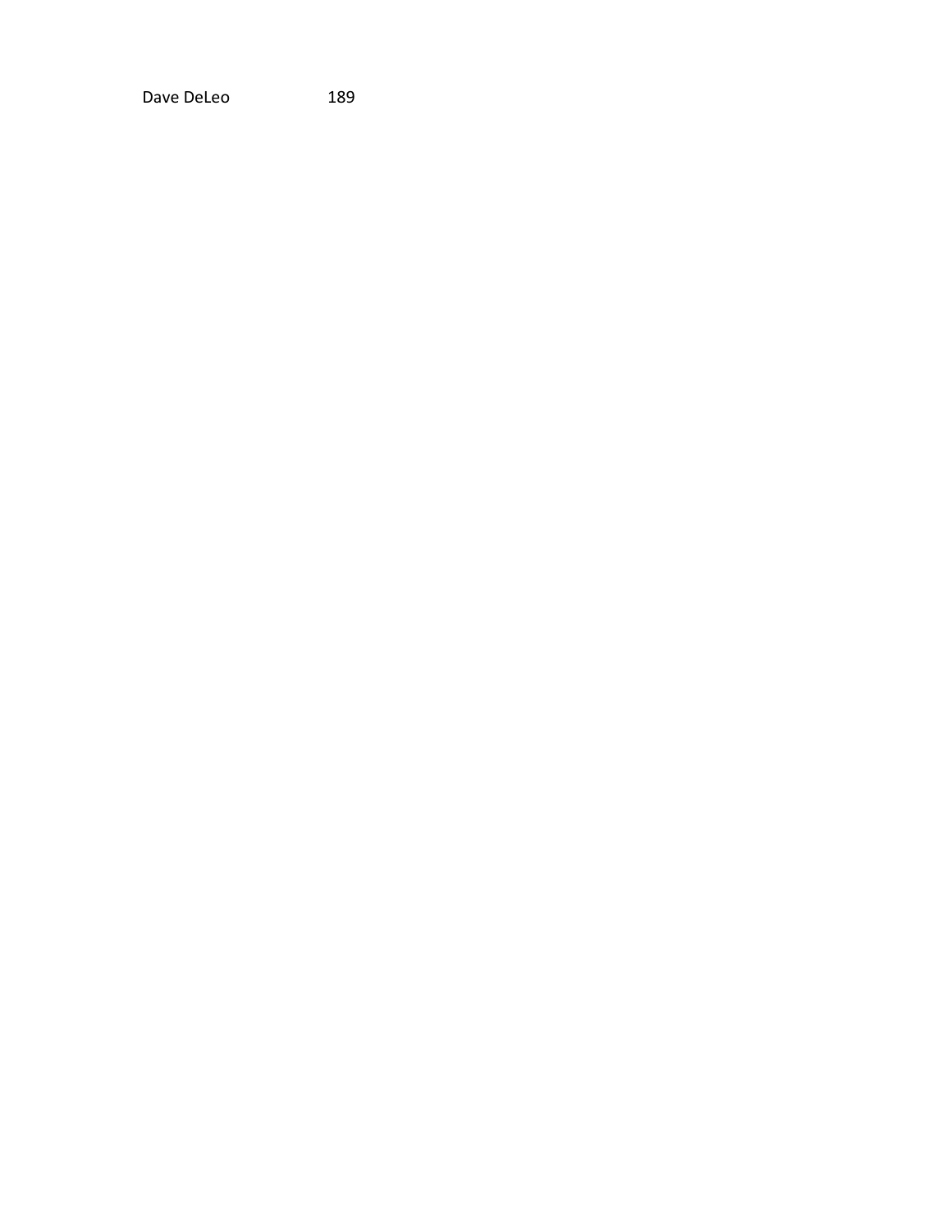| | |
|---|---|
| Dave DeLeo | 189 |